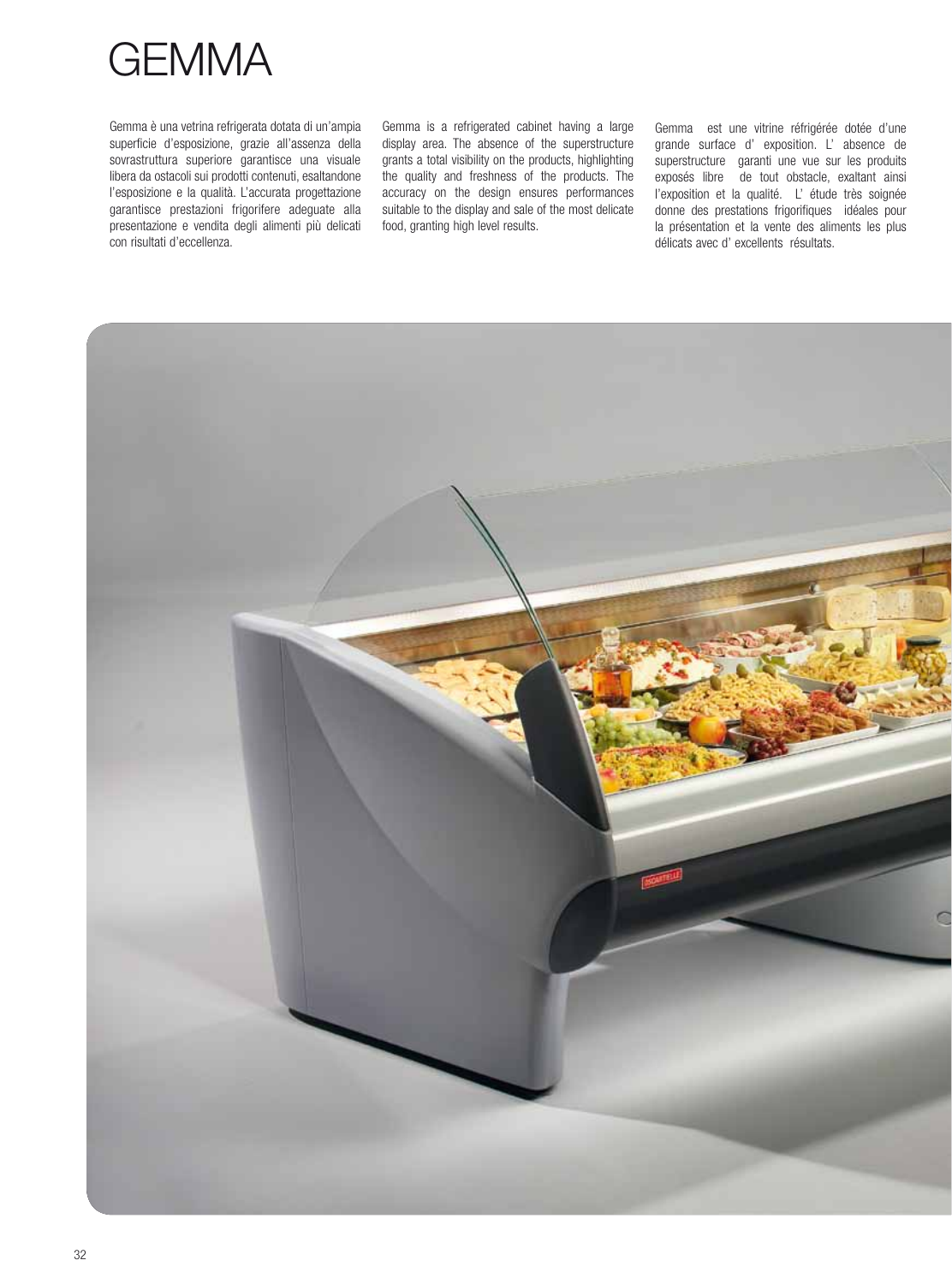# GEMMA

Gemma è una vetrina refrigerata dotata di un'ampia superficie d'esposizione, grazie all'assenza della sovrastruttura superiore garantisce una visuale libera da ostacoli sui prodotti contenuti, esaltandone l'esposizione e la qualità. L'accurata progettazione garantisce prestazioni frigorifere adeguate alla presentazione e vendita degli alimenti più delicati con risultati d'eccellenza.

Gemma is a refrigerated cabinet having a large display area. The absence of the superstructure grants a total visibility on the products, highlighting the quality and freshness of the products. The accuracy on the design ensures performances suitable to the display and sale of the most delicate food, granting high level results.

Gemma est une vitrine réfrigérée dotée d'une grande surface d' exposition. L' absence de superstructure garanti une vue sur les produits exposés libre de tout obstacle, exaltant ainsi l'exposition et la qualité. L' étude très soignée donne des prestations frigorifiques idéales pour la présentation et la vente des aliments les plus délicats avec d' excellents résultats.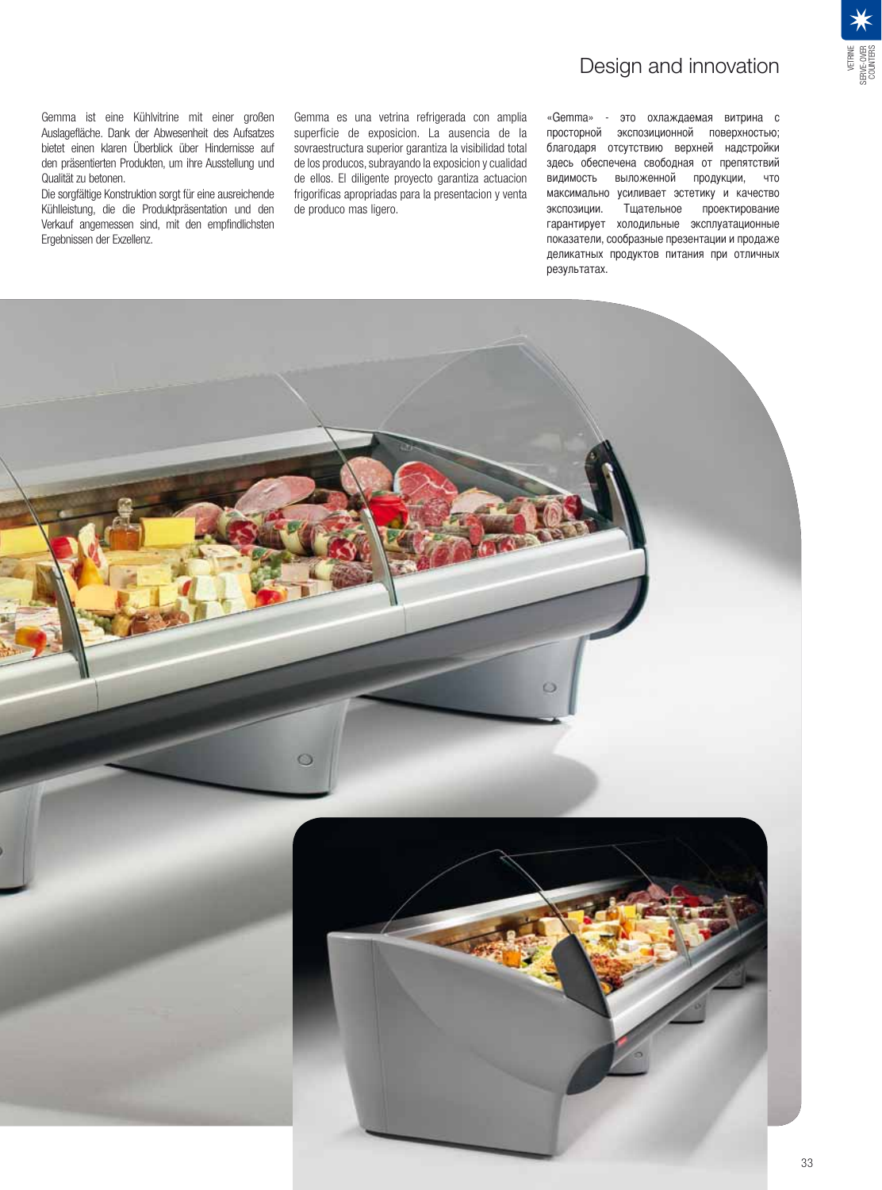# Design and innovation

Gemma ist eine Kühlvitrine mit einer großen Auslagefläche. Dank der Abwesenheit des Aufsatzes bietet einen klaren Überblick über Hindernisse auf den präsentierten Produkten, um ihre Ausstellung und Qualität zu betonen.
Die sorgfältige Konstruktion sorgt für eine ausreichende Kühlleistung, die die Produktpräsentation und den Verkauf angemessen sind, mit den empfindlichsten Ergebnissen der Exzellenz.

Gemma es una vetrina refrigerada con amplia superficie de exposicion. La ausencia de la sovraestructura superior garantiza la visibilidad total de los producos, subrayando la exposicion y cualidad de ellos. El diligente proyecto garantiza actuacion frigorificas apropriadas para la presentacion y venta de produco mas ligero.

«Gemma» - это охлаждаемая витрина с просторной экспозиционной поверхностью; благодаря отсутствию верхней надстройки здесь обеспечена свободная от препятствий видимость выложенной продукции, что максимально усиливает эстетику и качество экспозиции. Тщательное проектирование гарантирует холодильные эксплуатационные показатели, сообразные презентации и продаже деликатных продуктов питания при отличных результатах.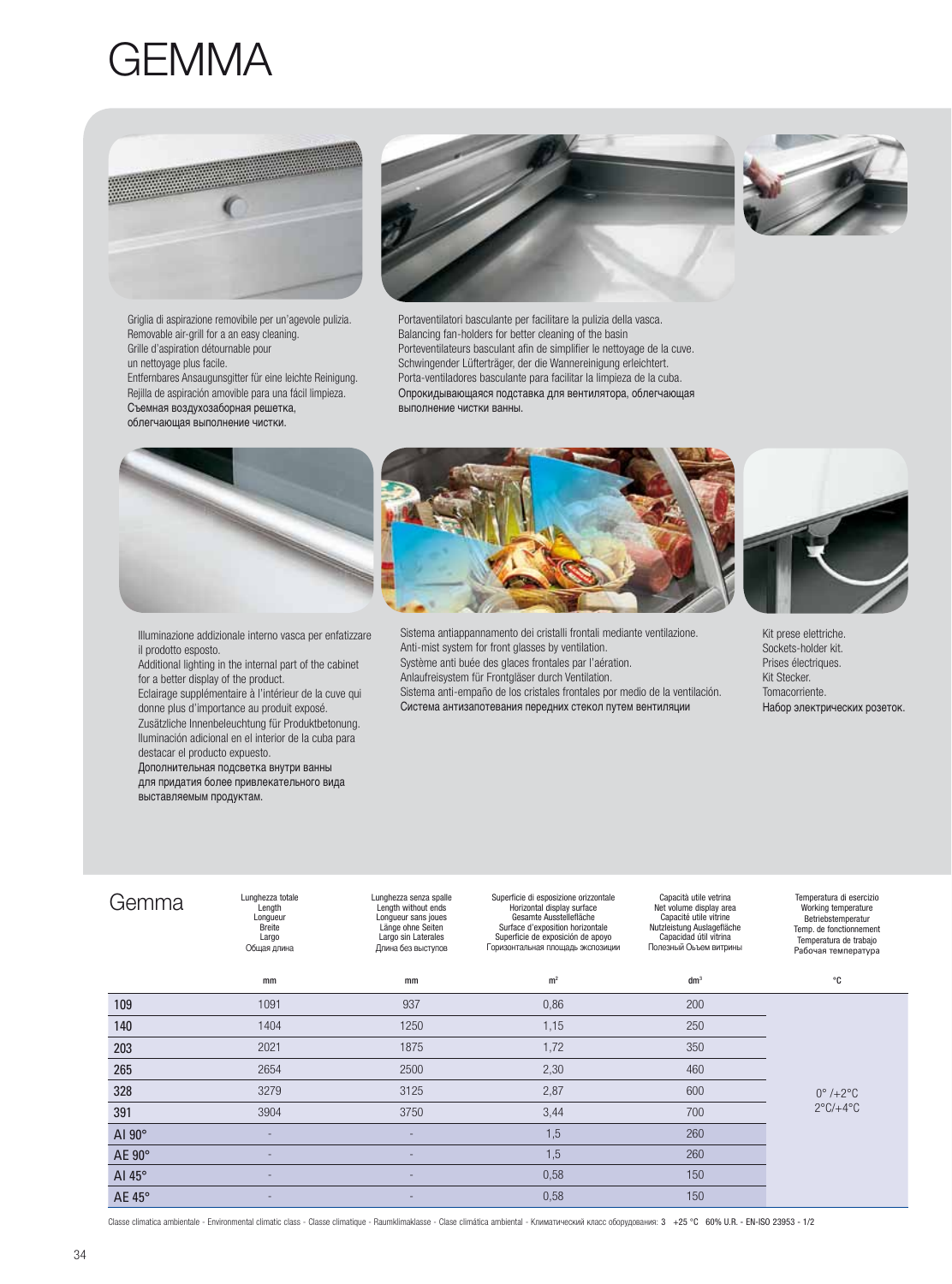# GEMMA

Griglia di aspirazione removibile per un'agevole pulizia.
Removable air-grill for a an easy cleaning.
Grille d'aspiration détournable pour un nettoyage plus facile.
Entfernbares Ansaugunsgitter für eine leichte Reinigung.
Rejilla de aspiración amovible para una fácil limpieza.
Съемная воздухозаборная решетка, облегчающая выполнение чистки.

Portaventilatori basculante per facilitare la pulizia della vasca.
Balancing fan-holders for better cleaning of the basin
Porteventilateurs basculant afin de simplifier le nettoyage de la cuve.
Schwingender Lüfterträger, der die Wannereinigung erleichtert.
Porta-ventiladores basculante para facilitar la limpieza de la cuba.
Опрокидывающаяся подставка для вентилятора, облегчающая выполнение чистки ванны.

Illuminazione addizionale interno vasca per enfatizzare il prodotto esposto.
Additional lighting in the internal part of the cabinet for a better display of the product.
Eclairage supplémentaire à l'intérieur de la cuve qui donne plus d'importance au produit exposé.
Zusätzliche Innenbeleuchtung für Produktbetonung.
Iluminación adicional en el interior de la cuba para destacar el producto expuesto.
Дополнительная подсветка внутри ванны для придатия более привлекательного вида выставляемым продуктам.

Sistema antiappannamento dei cristalli frontali mediante ventilazione.
Anti-mist system for front glasses by ventilation.
Système anti buée des glaces frontales par l'aération.
Anlaufreisystem für Frontgläser durch Ventilation.
Sistema anti-empaño de los cristales frontales por medio de la ventilación.
Система антизапотевания передних стекол путем вентиляции

Kit prese elettriche.
Sockets-holder kit.
Prises électriques.
Kit Stecker.
Tomacorriente.
Набор электрических розеток.

| Gemma | Lunghezza totale / Length / Longueur / Breite / Largo / Общая длина | Lunghezza senza spalle / Length without ends / Longueur sans joues / Länge ohne Seiten / Largo sin Laterales / Длина без выступов | Superficie di esposizione orizzontale / Horizontal display surface / Gesamte Ausstellefläche / Surface d'exposition horizontale / Superficie de exposición de apoyo / Горизонтальная площадь экспозиции | Capacità utile vetrina / Net volume display area / Capacité utile vitrine / Nutzleistung Auslagefläche / Capacidad útil vitrina / Полезный Объем витрины | Temperatura di esercizio / Working temperature / Betriebstemperatur / Temp. de fonctionnement / Temperatura de trabajo / Рабочая температура |
|---|---|---|---|---|---|
| | mm | mm | m² | dm³ | °C |
| 109 | 1091 | 937 | 0,86 | 200 | 0° /+2°C 2°C/+4°C |
| 140 | 1404 | 1250 | 1,15 | 250 | |
| 203 | 2021 | 1875 | 1,72 | 350 | |
| 265 | 2654 | 2500 | 2,30 | 460 | |
| 328 | 3279 | 3125 | 2,87 | 600 | |
| 391 | 3904 | 3750 | 3,44 | 700 | |
| AI 90° | - | - | 1,5 | 260 | |
| AE 90° | - | - | 1,5 | 260 | |
| AI 45° | - | - | 0,58 | 150 | |
| AE 45° | - | - | 0,58 | 150 | |

Classe climatica ambientale - Environmental climatic class - Classe climatique - Raumklimaklasse - Clase climática ambiental - Климатический класс оборудования: 3 +25 °C 60% U.R. - EN-ISO 23953 - 1/2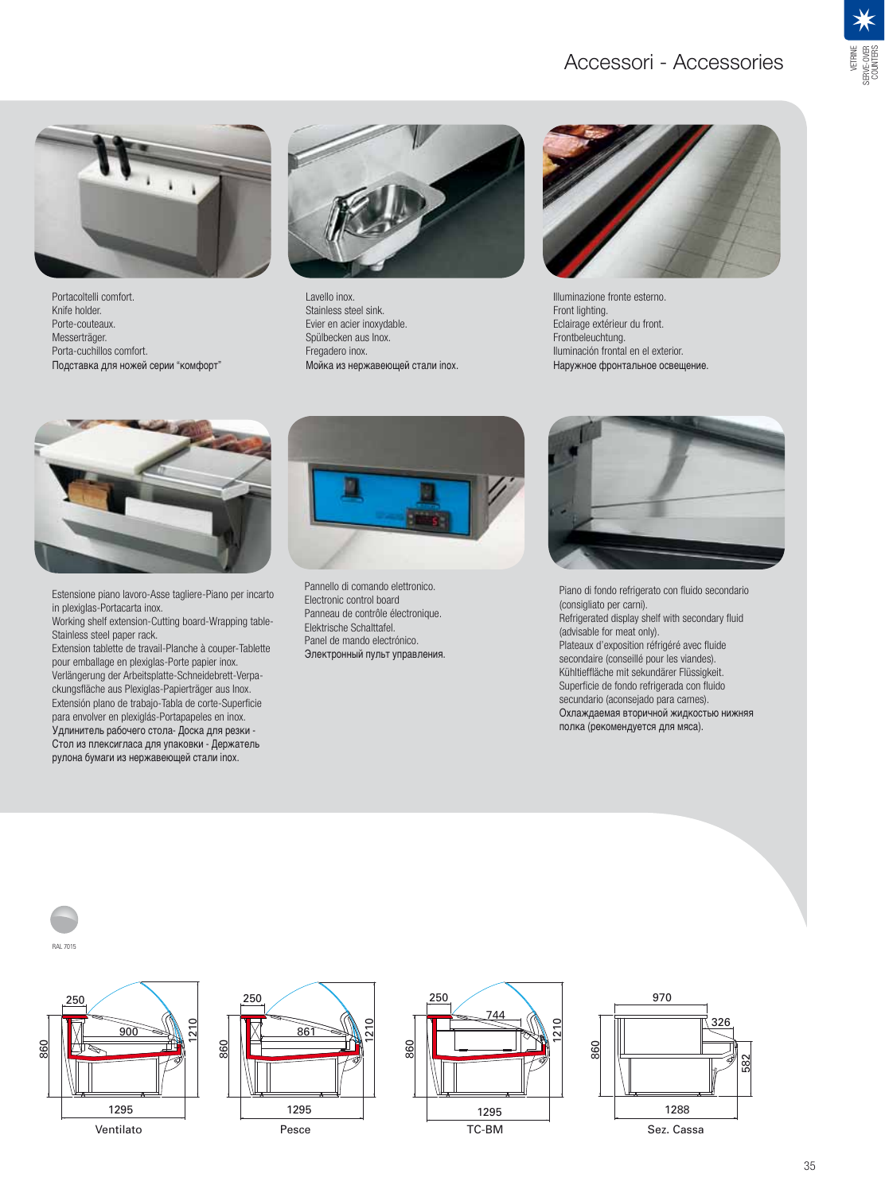# Accessori - Accessories

Portacoltelli comfort.
Knife holder.
Porte-couteaux.
Messerträger.
Porta-cuchillos comfort.
Подставка для ножей серии "комфорт"

Lavello inox.
Stainless steel sink.
Evier en acier inoxydable.
Spülbecken aus Inox.
Fregadero inox.
Мойка из нержавеющей стали inox.

Illuminazione fronte esterno.
Front lighting.
Eclairage extérieur du front.
Frontbeleuchtung.
Iluminación frontal en el exterior.
Наружное фронтальное освещение.

Estensione piano lavoro-Asse tagliere-Piano per incarto in plexiglas-Portacarta inox.
Working shelf extension-Cutting board-Wrapping table-Stainless steel paper rack.
Extension tablette de travail-Planche à couper-Tablette pour emballage en plexiglas-Porte papier inox.
Verlängerung der Arbeitsplatte-Schneidebrett-Verpackungsfläche aus Plexiglas-Papierträger aus Inox.
Extensión plano de trabajo-Tabla de corte-Superficie para envolver en plexiglás-Portapapeles en inox.
Удлинитель рабочего стола- Доска для резки - Стол из плексигласа для упаковки - Держатель рулона бумаги из нержавеющей стали inox.

Pannello di comando elettronico.
Electronic control board
Panneau de contrôle électronique.
Elektrische Schalttafel.
Panel de mando electrónico.
Электронный пульт управления.

Piano di fondo refrigerato con fluido secondario (consigliato per carni).
Refrigerated display shelf with secondary fluid (advisable for meat only).
Plateaux d'exposition réfrigéré avec fluide secondaire (conseillé pour les viandes).
Kühltiefläche mit sekundärer Flüssigkeit.
Superficie de fondo refrigerada con fluido secundario (aconsejado para carnes).
Охлаждаемая вторичной жидкостью нижняя полка (рекомендуется для мяса).

RAL 7015

250
900
860
1210
1295
Ventilato

250
861
860
1210
1295
Pesce

250
744
860
1210
1295
TC-BM

970
326
860
582
1288
Sez. Cassa